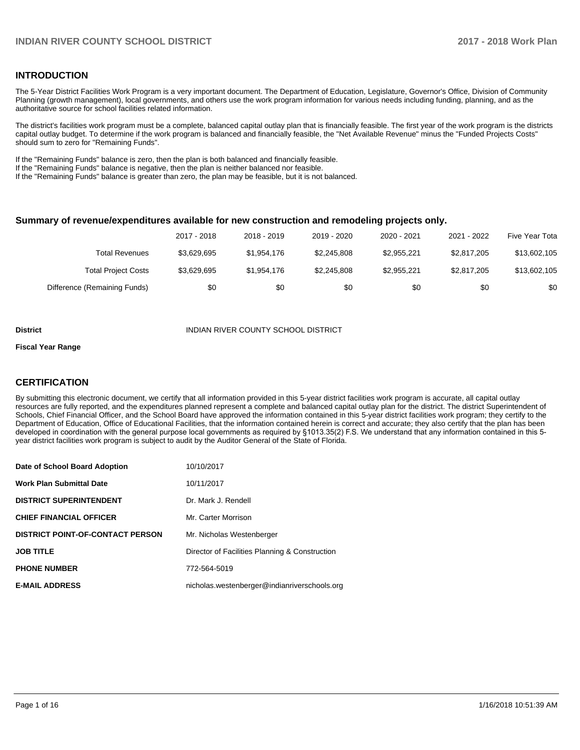## INTRODUCTION

The 5-Year District Facilities Work Program is a very important document. The Department of Education, Legislature, Governor's Office, Division of Community Planning (growth management), local governments, and others use the work program information for various needs including funding, planning, and as the authoritative source for school facilities related information.

The district's facilities work program must be a complete, balanced capital outlay plan that is financially feasible. The first year of the work program is the districts capital outlay budget. To determine if the work program is balanced and financially feasible, the "Net Available Revenue" minus the "Funded Projects Costs" should sum to zero for "Remaining Funds".

If the "Remaining Funds" balance is zero, then the plan is both balanced and financially feasible.
If the "Remaining Funds" balance is negative, then the plan is neither balanced nor feasible.
If the "Remaining Funds" balance is greater than zero, the plan may be feasible, but it is not balanced.

### Summary of revenue/expenditures available for new construction and remodeling projects only.

| | 2017 - 2018 | 2018 - 2019 | 2019 - 2020 | 2020 - 2021 | 2021 - 2022 | Five Year Tota |
|---|---|---|---|---|---|---|
| Total Revenues | $3,629,695 | $1,954,176 | $2,245,808 | $2,955,221 | $2,817,205 | $13,602,105 |
| Total Project Costs | $3,629,695 | $1,954,176 | $2,245,808 | $2,955,221 | $2,817,205 | $13,602,105 |
| Difference (Remaining Funds) | $0 | $0 | $0 | $0 | $0 | $0 |

**District** INDIAN RIVER COUNTY SCHOOL DISTRICT

**Fiscal Year Range**

## CERTIFICATION

By submitting this electronic document, we certify that all information provided in this 5-year district facilities work program is accurate, all capital outlay resources are fully reported, and the expenditures planned represent a complete and balanced capital outlay plan for the district. The district Superintendent of Schools, Chief Financial Officer, and the School Board have approved the information contained in this 5-year district facilities work program; they certify to the Department of Education, Office of Educational Facilities, that the information contained herein is correct and accurate; they also certify that the plan has been developed in coordination with the general purpose local governments as required by §1013.35(2) F.S. We understand that any information contained in this 5-year district facilities work program is subject to audit by the Auditor General of the State of Florida.

| | |
|---|---|
| **Date of School Board Adoption** | 10/10/2017 |
| **Work Plan Submittal Date** | 10/11/2017 |
| **DISTRICT SUPERINTENDENT** | Dr. Mark J. Rendell |
| **CHIEF FINANCIAL OFFICER** | Mr. Carter Morrison |
| **DISTRICT POINT-OF-CONTACT PERSON** | Mr. Nicholas Westenberger |
| **JOB TITLE** | Director of Facilities Planning & Construction |
| **PHONE NUMBER** | 772-564-5019 |
| **E-MAIL ADDRESS** | nicholas.westenberger@indianriverschools.org |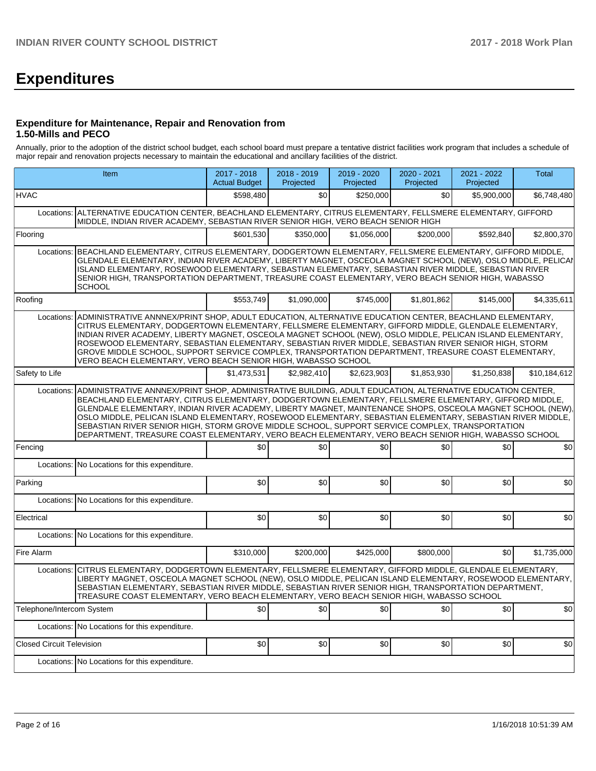# Expenditures

### Expenditure for Maintenance, Repair and Renovation from 1.50-Mills and PECO

Annually, prior to the adoption of the district school budget, each school board must prepare a tentative district facilities work program that includes a schedule of major repair and renovation projects necessary to maintain the educational and ancillary facilities of the district.

| Item | | 2017 - 2018 Actual Budget | 2018 - 2019 Projected | 2019 - 2020 Projected | 2020 - 2021 Projected | 2021 - 2022 Projected | Total |
|---|---|---|---|---|---|---|---|
| HVAC | | $598,480 | $0 | $250,000 | $0 | $5,900,000 | $6,748,480 |
| Locations: | ALTERNATIVE EDUCATION CENTER, BEACHLAND ELEMENTARY, CITRUS ELEMENTARY, FELLSMERE ELEMENTARY, GIFFORD MIDDLE, INDIAN RIVER ACADEMY, SEBASTIAN RIVER SENIOR HIGH, VERO BEACH SENIOR HIGH | | | | | | |
| Flooring | | $601,530 | $350,000 | $1,056,000 | $200,000 | $592,840 | $2,800,370 |
| Locations: | BEACHLAND ELEMENTARY, CITRUS ELEMENTARY, DODGERTOWN ELEMENTARY, FELLSMERE ELEMENTARY, GIFFORD MIDDLE, GLENDALE ELEMENTARY, INDIAN RIVER ACADEMY, LIBERTY MAGNET, OSCEOLA MAGNET SCHOOL (NEW), OSLO MIDDLE, PELICAN ISLAND ELEMENTARY, ROSEWOOD ELEMENTARY, SEBASTIAN ELEMENTARY, SEBASTIAN RIVER MIDDLE, SEBASTIAN RIVER SENIOR HIGH, TRANSPORTATION DEPARTMENT, TREASURE COAST ELEMENTARY, VERO BEACH SENIOR HIGH, WABASSO SCHOOL | | | | | | |
| Roofing | | $553,749 | $1,090,000 | $745,000 | $1,801,862 | $145,000 | $4,335,611 |
| Locations: | ADMINISTRATIVE ANNNEX/PRINT SHOP, ADULT EDUCATION, ALTERNATIVE EDUCATION CENTER, BEACHLAND ELEMENTARY, CITRUS ELEMENTARY, DODGERTOWN ELEMENTARY, FELLSMERE ELEMENTARY, GIFFORD MIDDLE, GLENDALE ELEMENTARY, INDIAN RIVER ACADEMY, LIBERTY MAGNET, OSCEOLA MAGNET SCHOOL (NEW), OSLO MIDDLE, PELICAN ISLAND ELEMENTARY, ROSEWOOD ELEMENTARY, SEBASTIAN ELEMENTARY, SEBASTIAN RIVER MIDDLE, SEBASTIAN RIVER SENIOR HIGH, STORM GROVE MIDDLE SCHOOL, SUPPORT SERVICE COMPLEX, TRANSPORTATION DEPARTMENT, TREASURE COAST ELEMENTARY, VERO BEACH ELEMENTARY, VERO BEACH SENIOR HIGH, WABASSO SCHOOL | | | | | | |
| Safety to Life | | $1,473,531 | $2,982,410 | $2,623,903 | $1,853,930 | $1,250,838 | $10,184,612 |
| Locations: | ADMINISTRATIVE ANNNEX/PRINT SHOP, ADMINISTRATIVE BUILDING, ADULT EDUCATION, ALTERNATIVE EDUCATION CENTER, BEACHLAND ELEMENTARY, CITRUS ELEMENTARY, DODGERTOWN ELEMENTARY, FELLSMERE ELEMENTARY, GIFFORD MIDDLE, GLENDALE ELEMENTARY, INDIAN RIVER ACADEMY, LIBERTY MAGNET, MAINTENANCE SHOPS, OSCEOLA MAGNET SCHOOL (NEW), OSLO MIDDLE, PELICAN ISLAND ELEMENTARY, ROSEWOOD ELEMENTARY, SEBASTIAN ELEMENTARY, SEBASTIAN RIVER MIDDLE, SEBASTIAN RIVER SENIOR HIGH, STORM GROVE MIDDLE SCHOOL, SUPPORT SERVICE COMPLEX, TRANSPORTATION DEPARTMENT, TREASURE COAST ELEMENTARY, VERO BEACH ELEMENTARY, VERO BEACH SENIOR HIGH, WABASSO SCHOOL | | | | | | |
| Fencing | | $0 | $0 | $0 | $0 | $0 | $0 |
| Locations: | No Locations for this expenditure. | | | | | | |
| Parking | | $0 | $0 | $0 | $0 | $0 | $0 |
| Locations: | No Locations for this expenditure. | | | | | | |
| Electrical | | $0 | $0 | $0 | $0 | $0 | $0 |
| Locations: | No Locations for this expenditure. | | | | | | |
| Fire Alarm | | $310,000 | $200,000 | $425,000 | $800,000 | $0 | $1,735,000 |
| Locations: | CITRUS ELEMENTARY, DODGERTOWN ELEMENTARY, FELLSMERE ELEMENTARY, GIFFORD MIDDLE, GLENDALE ELEMENTARY, LIBERTY MAGNET, OSCEOLA MAGNET SCHOOL (NEW), OSLO MIDDLE, PELICAN ISLAND ELEMENTARY, ROSEWOOD ELEMENTARY, SEBASTIAN ELEMENTARY, SEBASTIAN RIVER MIDDLE, SEBASTIAN RIVER SENIOR HIGH, TRANSPORTATION DEPARTMENT, TREASURE COAST ELEMENTARY, VERO BEACH ELEMENTARY, VERO BEACH SENIOR HIGH, WABASSO SCHOOL | | | | | | |
| Telephone/Intercom System | | $0 | $0 | $0 | $0 | $0 | $0 |
| Locations: | No Locations for this expenditure. | | | | | | |
| Closed Circuit Television | | $0 | $0 | $0 | $0 | $0 | $0 |
| Locations: | No Locations for this expenditure. | | | | | | |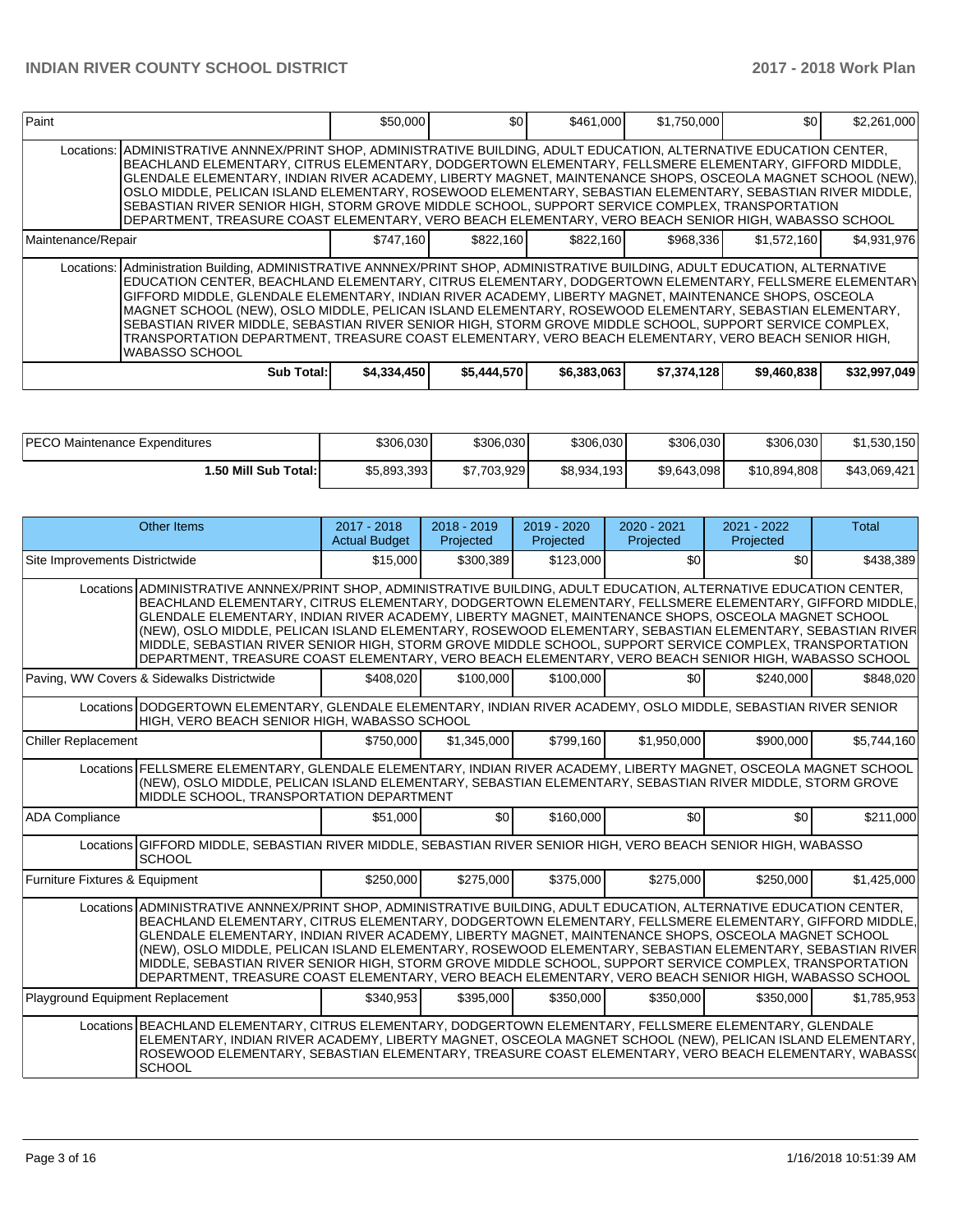| Paint | | $50,000 | $0 | $461,000 | $1,750,000 | $0 | $2,261,000 |
|---|---|---|---|---|---|---|---|
| Locations: | ADMINISTRATIVE ANNEX/PRINT SHOP, ADMINISTRATIVE BUILDING, ADULT EDUCATION, ALTERNATIVE EDUCATION CENTER, BEACHLAND ELEMENTARY, CITRUS ELEMENTARY, DODGERTOWN ELEMENTARY, FELLSMERE ELEMENTARY, GIFFORD MIDDLE, GLENDALE ELEMENTARY, INDIAN RIVER ACADEMY, LIBERTY MAGNET, MAINTENANCE SHOPS, OSCEOLA MAGNET SCHOOL (NEW), OSLO MIDDLE, PELICAN ISLAND ELEMENTARY, ROSEWOOD ELEMENTARY, SEBASTIAN ELEMENTARY, SEBASTIAN RIVER MIDDLE, SEBASTIAN RIVER SENIOR HIGH, STORM GROVE MIDDLE SCHOOL, SUPPORT SERVICE COMPLEX, TRANSPORTATION DEPARTMENT, TREASURE COAST ELEMENTARY, VERO BEACH ELEMENTARY, VERO BEACH SENIOR HIGH, WABASSO SCHOOL | | | | | | |
| Maintenance/Repair | | $747,160 | $822,160 | $822,160 | $968,336 | $1,572,160 | $4,931,976 |
| Locations: | Administration Building, ADMINISTRATIVE ANNNEX/PRINT SHOP, ADMINISTRATIVE BUILDING, ADULT EDUCATION, ALTERNATIVE EDUCATION CENTER, BEACHLAND ELEMENTARY, CITRUS ELEMENTARY, DODGERTOWN ELEMENTARY, FELLSMERE ELEMENTARY GIFFORD MIDDLE, GLENDALE ELEMENTARY, INDIAN RIVER ACADEMY, LIBERTY MAGNET, MAINTENANCE SHOPS, OSCEOLA MAGNET SCHOOL (NEW), OSLO MIDDLE, PELICAN ISLAND ELEMENTARY, ROSEWOOD ELEMENTARY, SEBASTIAN ELEMENTARY, SEBASTIAN RIVER MIDDLE, SEBASTIAN RIVER SENIOR HIGH, STORM GROVE MIDDLE SCHOOL, SUPPORT SERVICE COMPLEX, TRANSPORTATION DEPARTMENT, TREASURE COAST ELEMENTARY, VERO BEACH ELEMENTARY, VERO BEACH SENIOR HIGH, WABASSO SCHOOL | | | | | | |
| | **Sub Total:** | **$4,334,450** | **$5,444,570** | **$6,383,063** | **$7,374,128** | **$9,460,838** | **$32,997,049** |

| PECO Maintenance Expenditures | $306,030 | $306,030 | $306,030 | $306,030 | $306,030 | $1,530,150 |
|---|---|---|---|---|---|---|
| **1.50 Mill Sub Total:** | $5,893,393 | $7,703,929 | $8,934,193 | $9,643,098 | $10,894,808 | $43,069,421 |

| Other Items | | 2017 - 2018 Actual Budget | 2018 - 2019 Projected | 2019 - 2020 Projected | 2020 - 2021 Projected | 2021 - 2022 Projected | Total |
|---|---|---|---|---|---|---|---|
| Site Improvements Districtwide | | $15,000 | $300,389 | $123,000 | $0 | $0 | $438,389 |
| Locations | ADMINISTRATIVE ANNNEX/PRINT SHOP, ADMINISTRATIVE BUILDING, ADULT EDUCATION, ALTERNATIVE EDUCATION CENTER, BEACHLAND ELEMENTARY, CITRUS ELEMENTARY, DODGERTOWN ELEMENTARY, FELLSMERE ELEMENTARY, GIFFORD MIDDLE, GLENDALE ELEMENTARY, INDIAN RIVER ACADEMY, LIBERTY MAGNET, MAINTENANCE SHOPS, OSCEOLA MAGNET SCHOOL (NEW), OSLO MIDDLE, PELICAN ISLAND ELEMENTARY, ROSEWOOD ELEMENTARY, SEBASTIAN ELEMENTARY, SEBASTIAN RIVER MIDDLE, SEBASTIAN RIVER SENIOR HIGH, STORM GROVE MIDDLE SCHOOL, SUPPORT SERVICE COMPLEX, TRANSPORTATION DEPARTMENT, TREASURE COAST ELEMENTARY, VERO BEACH ELEMENTARY, VERO BEACH SENIOR HIGH, WABASSO SCHOOL | | | | | | |
| Paving, WW Covers & Sidewalks Districtwide | | $408,020 | $100,000 | $100,000 | $0 | $240,000 | $848,020 |
| Locations | DODGERTOWN ELEMENTARY, GLENDALE ELEMENTARY, INDIAN RIVER ACADEMY, OSLO MIDDLE, SEBASTIAN RIVER SENIOR HIGH, VERO BEACH SENIOR HIGH, WABASSO SCHOOL | | | | | | |
| Chiller Replacement | | $750,000 | $1,345,000 | $799,160 | $1,950,000 | $900,000 | $5,744,160 |
| Locations | FELLSMERE ELEMENTARY, GLENDALE ELEMENTARY, INDIAN RIVER ACADEMY, LIBERTY MAGNET, OSCEOLA MAGNET SCHOOL (NEW), OSLO MIDDLE, PELICAN ISLAND ELEMENTARY, SEBASTIAN ELEMENTARY, SEBASTIAN RIVER MIDDLE, STORM GROVE MIDDLE SCHOOL, TRANSPORTATION DEPARTMENT | | | | | | |
| ADA Compliance | | $51,000 | $0 | $160,000 | $0 | $0 | $211,000 |
| Locations | GIFFORD MIDDLE, SEBASTIAN RIVER MIDDLE, SEBASTIAN RIVER SENIOR HIGH, VERO BEACH SENIOR HIGH, WABASSO SCHOOL | | | | | | |
| Furniture Fixtures & Equipment | | $250,000 | $275,000 | $375,000 | $275,000 | $250,000 | $1,425,000 |
| Locations | ADMINISTRATIVE ANNNEX/PRINT SHOP, ADMINISTRATIVE BUILDING, ADULT EDUCATION, ALTERNATIVE EDUCATION CENTER, BEACHLAND ELEMENTARY, CITRUS ELEMENTARY, DODGERTOWN ELEMENTARY, FELLSMERE ELEMENTARY, GIFFORD MIDDLE, GLENDALE ELEMENTARY, INDIAN RIVER ACADEMY, LIBERTY MAGNET, MAINTENANCE SHOPS, OSCEOLA MAGNET SCHOOL (NEW), OSLO MIDDLE, PELICAN ISLAND ELEMENTARY, ROSEWOOD ELEMENTARY, SEBASTIAN ELEMENTARY, SEBASTIAN RIVER MIDDLE, SEBASTIAN RIVER SENIOR HIGH, STORM GROVE MIDDLE SCHOOL, SUPPORT SERVICE COMPLEX, TRANSPORTATION DEPARTMENT, TREASURE COAST ELEMENTARY, VERO BEACH ELEMENTARY, VERO BEACH SENIOR HIGH, WABASSO SCHOOL | | | | | | |
| Playground Equipment Replacement | | $340,953 | $395,000 | $350,000 | $350,000 | $350,000 | $1,785,953 |
| Locations | BEACHLAND ELEMENTARY, CITRUS ELEMENTARY, DODGERTOWN ELEMENTARY, FELLSMERE ELEMENTARY, GLENDALE ELEMENTARY, INDIAN RIVER ACADEMY, LIBERTY MAGNET, OSCEOLA MAGNET SCHOOL (NEW), PELICAN ISLAND ELEMENTARY, ROSEWOOD ELEMENTARY, SEBASTIAN ELEMENTARY, TREASURE COAST ELEMENTARY, VERO BEACH ELEMENTARY, WABASSO SCHOOL | | | | | | |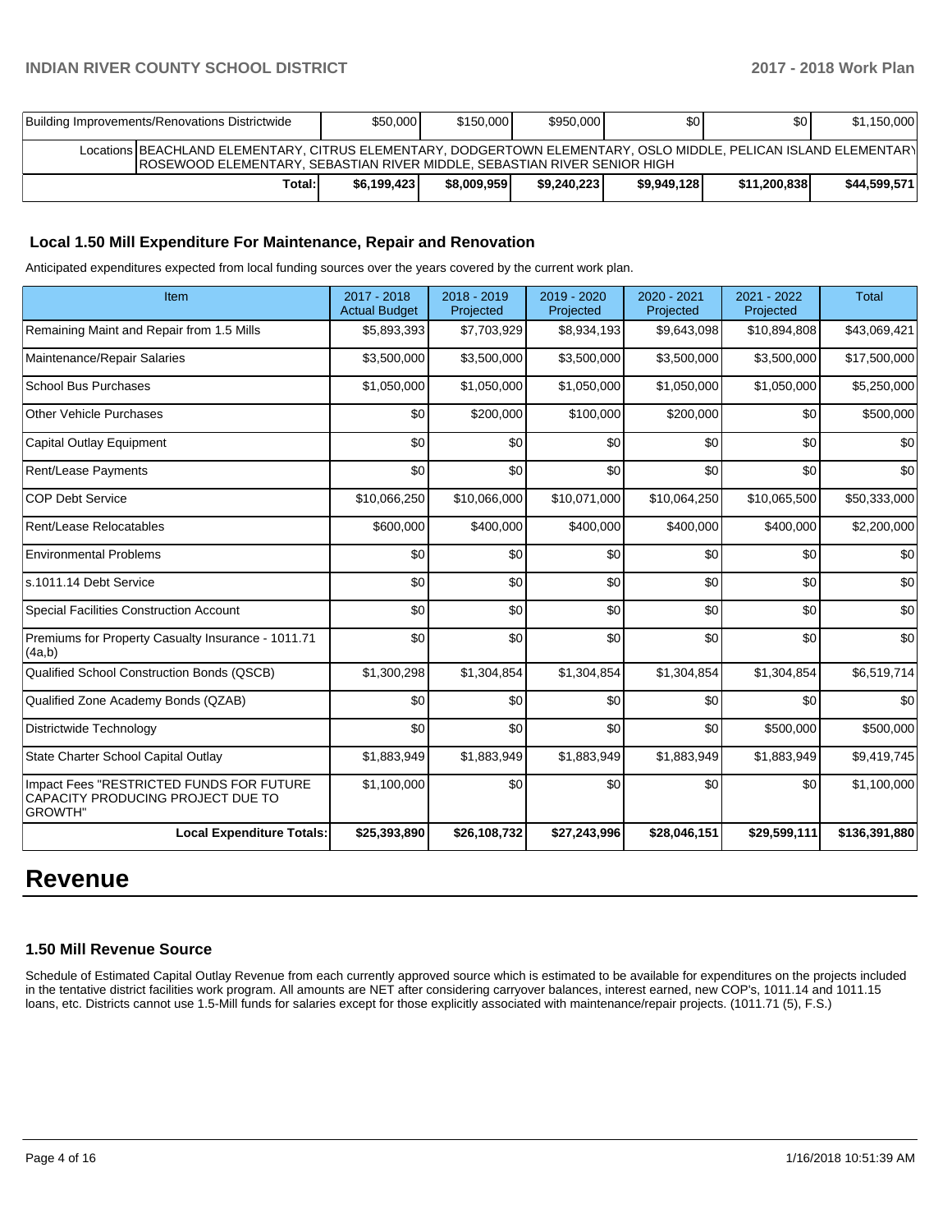| Building Improvements/Renovations Districtwide | $50,000 | $150,000 | $950,000 | $0 | $0 | $1,150,000 |
|---|---|---|---|---|---|---|
| Locations | BEACHLAND ELEMENTARY, CITRUS ELEMENTARY, DODGERTOWN ELEMENTARY, OSLO MIDDLE, PELICAN ISLAND ELEMENTARY, ROSEWOOD ELEMENTARY, SEBASTIAN RIVER MIDDLE, SEBASTIAN RIVER SENIOR HIGH | | | | | |
| Total: | $6,199,423 | $8,009,959 | $9,240,223 | $9,949,128 | $11,200,838 | $44,599,571 |

### Local 1.50 Mill Expenditure For Maintenance, Repair and Renovation

Anticipated expenditures expected from local funding sources over the years covered by the current work plan.

| Item | 2017 - 2018 Actual Budget | 2018 - 2019 Projected | 2019 - 2020 Projected | 2020 - 2021 Projected | 2021 - 2022 Projected | Total |
|---|---|---|---|---|---|---|
| Remaining Maint and Repair from 1.5 Mills | $5,893,393 | $7,703,929 | $8,934,193 | $9,643,098 | $10,894,808 | $43,069,421 |
| Maintenance/Repair Salaries | $3,500,000 | $3,500,000 | $3,500,000 | $3,500,000 | $3,500,000 | $17,500,000 |
| School Bus Purchases | $1,050,000 | $1,050,000 | $1,050,000 | $1,050,000 | $1,050,000 | $5,250,000 |
| Other Vehicle Purchases | $0 | $200,000 | $100,000 | $200,000 | $0 | $500,000 |
| Capital Outlay Equipment | $0 | $0 | $0 | $0 | $0 | $0 |
| Rent/Lease Payments | $0 | $0 | $0 | $0 | $0 | $0 |
| COP Debt Service | $10,066,250 | $10,066,000 | $10,071,000 | $10,064,250 | $10,065,500 | $50,333,000 |
| Rent/Lease Relocatables | $600,000 | $400,000 | $400,000 | $400,000 | $400,000 | $2,200,000 |
| Environmental Problems | $0 | $0 | $0 | $0 | $0 | $0 |
| s.1011.14 Debt Service | $0 | $0 | $0 | $0 | $0 | $0 |
| Special Facilities Construction Account | $0 | $0 | $0 | $0 | $0 | $0 |
| Premiums for Property Casualty Insurance - 1011.71 (4a,b) | $0 | $0 | $0 | $0 | $0 | $0 |
| Qualified School Construction Bonds (QSCB) | $1,300,298 | $1,304,854 | $1,304,854 | $1,304,854 | $1,304,854 | $6,519,714 |
| Qualified Zone Academy Bonds (QZAB) | $0 | $0 | $0 | $0 | $0 | $0 |
| Districtwide Technology | $0 | $0 | $0 | $0 | $500,000 | $500,000 |
| State Charter School Capital Outlay | $1,883,949 | $1,883,949 | $1,883,949 | $1,883,949 | $1,883,949 | $9,419,745 |
| Impact Fees "RESTRICTED FUNDS FOR FUTURE CAPACITY PRODUCING PROJECT DUE TO GROWTH" | $1,100,000 | $0 | $0 | $0 | $0 | $1,100,000 |
| **Local Expenditure Totals:** | **$25,393,890** | **$26,108,732** | **$27,243,996** | **$28,046,151** | **$29,599,111** | **$136,391,880** |

# Revenue

### 1.50 Mill Revenue Source

Schedule of Estimated Capital Outlay Revenue from each currently approved source which is estimated to be available for expenditures on the projects included in the tentative district facilities work program. All amounts are NET after considering carryover balances, interest earned, new COP's, 1011.14 and 1011.15 loans, etc. Districts cannot use 1.5-Mill funds for salaries except for those explicitly associated with maintenance/repair projects. (1011.71 (5), F.S.)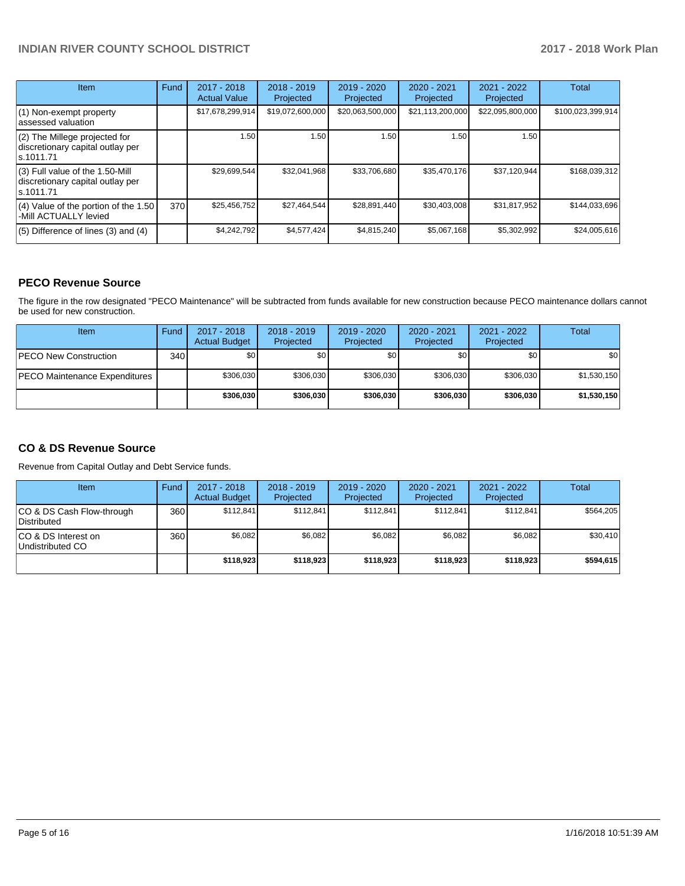| Item | Fund | 2017 - 2018 Actual Value | 2018 - 2019 Projected | 2019 - 2020 Projected | 2020 - 2021 Projected | 2021 - 2022 Projected | Total |
|---|---|---|---|---|---|---|---|
| (1) Non-exempt property assessed valuation | | $17,678,299,914 | $19,072,600,000 | $20,063,500,000 | $21,113,200,000 | $22,095,800,000 | $100,023,399,914 |
| (2) The Millege projected for discretionary capital outlay per s.1011.71 | | 1.50 | 1.50 | 1.50 | 1.50 | 1.50 | |
| (3) Full value of the 1.50-Mill discretionary capital outlay per s.1011.71 | | $29,699,544 | $32,041,968 | $33,706,680 | $35,470,176 | $37,120,944 | $168,039,312 |
| (4) Value of the portion of the 1.50 -Mill ACTUALLY levied | 370 | $25,456,752 | $27,464,544 | $28,891,440 | $30,403,008 | $31,817,952 | $144,033,696 |
| (5) Difference of lines (3) and (4) | | $4,242,792 | $4,577,424 | $4,815,240 | $5,067,168 | $5,302,992 | $24,005,616 |

## PECO Revenue Source

The figure in the row designated "PECO Maintenance" will be subtracted from funds available for new construction because PECO maintenance dollars cannot be used for new construction.

| Item | Fund | 2017 - 2018 Actual Budget | 2018 - 2019 Projected | 2019 - 2020 Projected | 2020 - 2021 Projected | 2021 - 2022 Projected | Total |
|---|---|---|---|---|---|---|---|
| PECO New Construction | 340 | $0 | $0 | $0 | $0 | $0 | $0 |
| PECO Maintenance Expenditures | | $306,030 | $306,030 | $306,030 | $306,030 | $306,030 | $1,530,150 |
| | | **$306,030** | **$306,030** | **$306,030** | **$306,030** | **$306,030** | **$1,530,150** |

## CO & DS Revenue Source

Revenue from Capital Outlay and Debt Service funds.

| Item | Fund | 2017 - 2018 Actual Budget | 2018 - 2019 Projected | 2019 - 2020 Projected | 2020 - 2021 Projected | 2021 - 2022 Projected | Total |
|---|---|---|---|---|---|---|---|
| CO & DS Cash Flow-through Distributed | 360 | $112,841 | $112,841 | $112,841 | $112,841 | $112,841 | $564,205 |
| CO & DS Interest on Undistributed CO | 360 | $6,082 | $6,082 | $6,082 | $6,082 | $6,082 | $30,410 |
| | | **$118,923** | **$118,923** | **$118,923** | **$118,923** | **$118,923** | **$594,615** |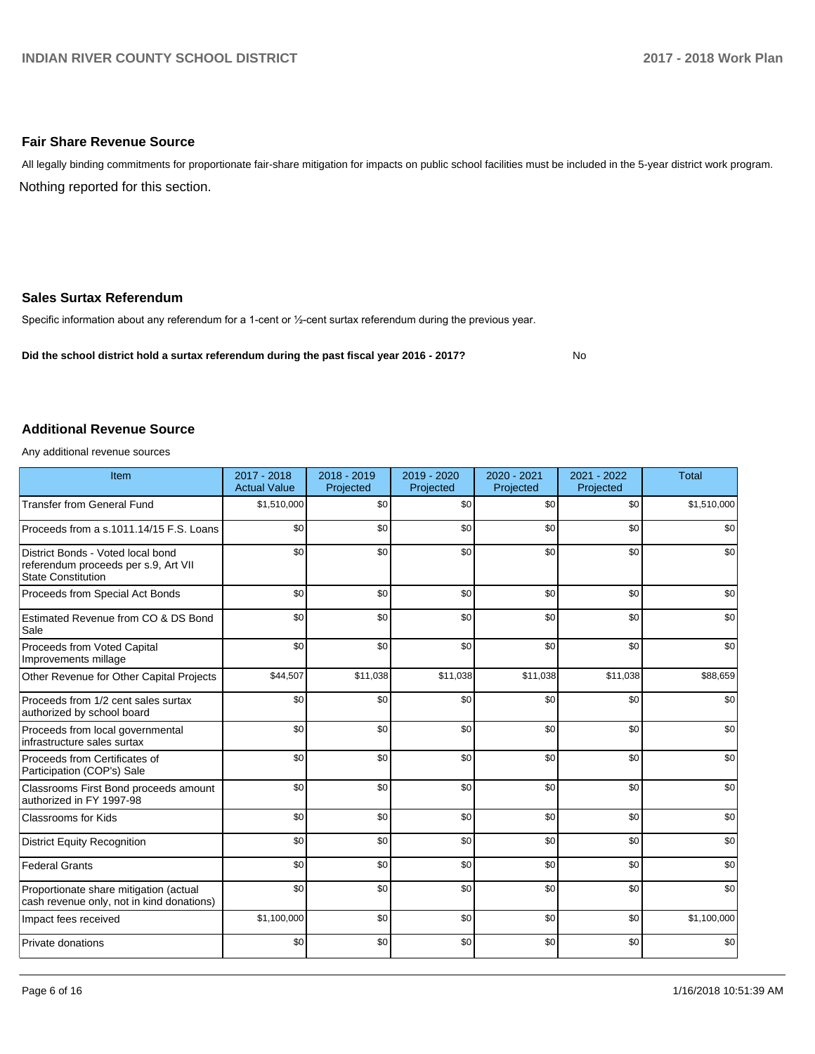## Fair Share Revenue Source

All legally binding commitments for proportionate fair-share mitigation for impacts on public school facilities must be included in the 5-year district work program.

Nothing reported for this section.

## Sales Surtax Referendum

Specific information about any referendum for a 1-cent or ½-cent surtax referendum during the previous year.

**Did the school district hold a surtax referendum during the past fiscal year 2016 - 2017?** No

## Additional Revenue Source

Any additional revenue sources

| Item | 2017 - 2018 Actual Value | 2018 - 2019 Projected | 2019 - 2020 Projected | 2020 - 2021 Projected | 2021 - 2022 Projected | Total |
|---|---|---|---|---|---|---|
| Transfer from General Fund | $1,510,000 | $0 | $0 | $0 | $0 | $1,510,000 |
| Proceeds from a s.1011.14/15 F.S. Loans | $0 | $0 | $0 | $0 | $0 | $0 |
| District Bonds - Voted local bond referendum proceeds per s.9, Art VII State Constitution | $0 | $0 | $0 | $0 | $0 | $0 |
| Proceeds from Special Act Bonds | $0 | $0 | $0 | $0 | $0 | $0 |
| Estimated Revenue from CO & DS Bond Sale | $0 | $0 | $0 | $0 | $0 | $0 |
| Proceeds from Voted Capital Improvements millage | $0 | $0 | $0 | $0 | $0 | $0 |
| Other Revenue for Other Capital Projects | $44,507 | $11,038 | $11,038 | $11,038 | $11,038 | $88,659 |
| Proceeds from 1/2 cent sales surtax authorized by school board | $0 | $0 | $0 | $0 | $0 | $0 |
| Proceeds from local governmental infrastructure sales surtax | $0 | $0 | $0 | $0 | $0 | $0 |
| Proceeds from Certificates of Participation (COP's) Sale | $0 | $0 | $0 | $0 | $0 | $0 |
| Classrooms First Bond proceeds amount authorized in FY 1997-98 | $0 | $0 | $0 | $0 | $0 | $0 |
| Classrooms for Kids | $0 | $0 | $0 | $0 | $0 | $0 |
| District Equity Recognition | $0 | $0 | $0 | $0 | $0 | $0 |
| Federal Grants | $0 | $0 | $0 | $0 | $0 | $0 |
| Proportionate share mitigation (actual cash revenue only, not in kind donations) | $0 | $0 | $0 | $0 | $0 | $0 |
| Impact fees received | $1,100,000 | $0 | $0 | $0 | $0 | $1,100,000 |
| Private donations | $0 | $0 | $0 | $0 | $0 | $0 |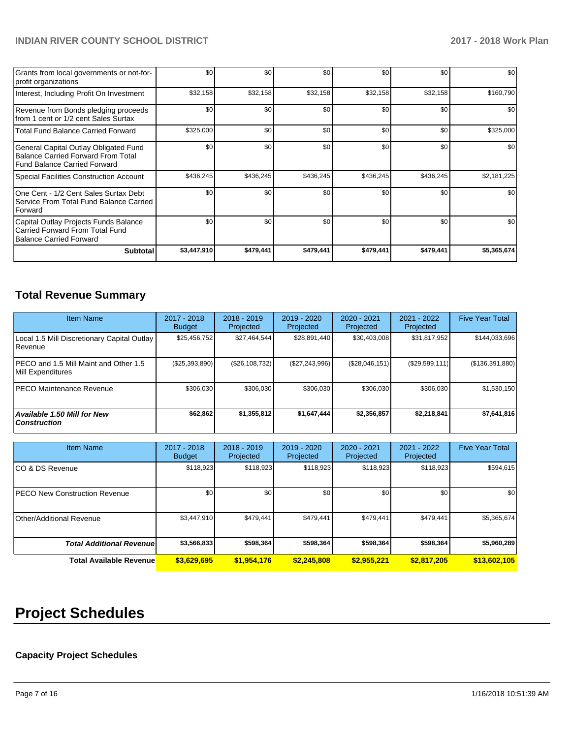| | | | | | | |
|---|---|---|---|---|---|---|
| Grants from local governments or not-for-profit organizations | $0 | $0 | $0 | $0 | $0 | $0 |
| Interest, Including Profit On Investment | $32,158 | $32,158 | $32,158 | $32,158 | $32,158 | $160,790 |
| Revenue from Bonds pledging proceeds from 1 cent or 1/2 cent Sales Surtax | $0 | $0 | $0 | $0 | $0 | $0 |
| Total Fund Balance Carried Forward | $325,000 | $0 | $0 | $0 | $0 | $325,000 |
| General Capital Outlay Obligated Fund Balance Carried Forward From Total Fund Balance Carried Forward | $0 | $0 | $0 | $0 | $0 | $0 |
| Special Facilities Construction Account | $436,245 | $436,245 | $436,245 | $436,245 | $436,245 | $2,181,225 |
| One Cent - 1/2 Cent Sales Surtax Debt Service From Total Fund Balance Carried Forward | $0 | $0 | $0 | $0 | $0 | $0 |
| Capital Outlay Projects Funds Balance Carried Forward From Total Fund Balance Carried Forward | $0 | $0 | $0 | $0 | $0 | $0 |
| **Subtotal** | **$3,447,910** | **$479,441** | **$479,441** | **$479,441** | **$479,441** | **$5,365,674** |

## Total Revenue Summary

| Item Name | 2017 - 2018 Budget | 2018 - 2019 Projected | 2019 - 2020 Projected | 2020 - 2021 Projected | 2021 - 2022 Projected | Five Year Total |
|---|---|---|---|---|---|---|
| Local 1.5 Mill Discretionary Capital Outlay Revenue | $25,456,752 | $27,464,544 | $28,891,440 | $30,403,008 | $31,817,952 | $144,033,696 |
| PECO and 1.5 Mill Maint and Other 1.5 Mill Expenditures | ($25,393,890) | ($26,108,732) | ($27,243,996) | ($28,046,151) | ($29,599,111) | ($136,391,880) |
| PECO Maintenance Revenue | $306,030 | $306,030 | $306,030 | $306,030 | $306,030 | $1,530,150 |
| ***Available 1.50 Mill for New Construction*** | **$62,862** | **$1,355,812** | **$1,647,444** | **$2,356,857** | **$2,218,841** | **$7,641,816** |

| Item Name | 2017 - 2018 Budget | 2018 - 2019 Projected | 2019 - 2020 Projected | 2020 - 2021 Projected | 2021 - 2022 Projected | Five Year Total |
|---|---|---|---|---|---|---|
| CO & DS Revenue | $118,923 | $118,923 | $118,923 | $118,923 | $118,923 | $594,615 |
| PECO New Construction Revenue | $0 | $0 | $0 | $0 | $0 | $0 |
| Other/Additional Revenue | $3,447,910 | $479,441 | $479,441 | $479,441 | $479,441 | $5,365,674 |
| ***Total Additional Revenue*** | **$3,566,833** | **$598,364** | **$598,364** | **$598,364** | **$598,364** | **$5,960,289** |
| **Total Available Revenue** | **$3,629,695** | **$1,954,176** | **$2,245,808** | **$2,955,221** | **$2,817,205** | **$13,602,105** |

# Project Schedules

### Capacity Project Schedules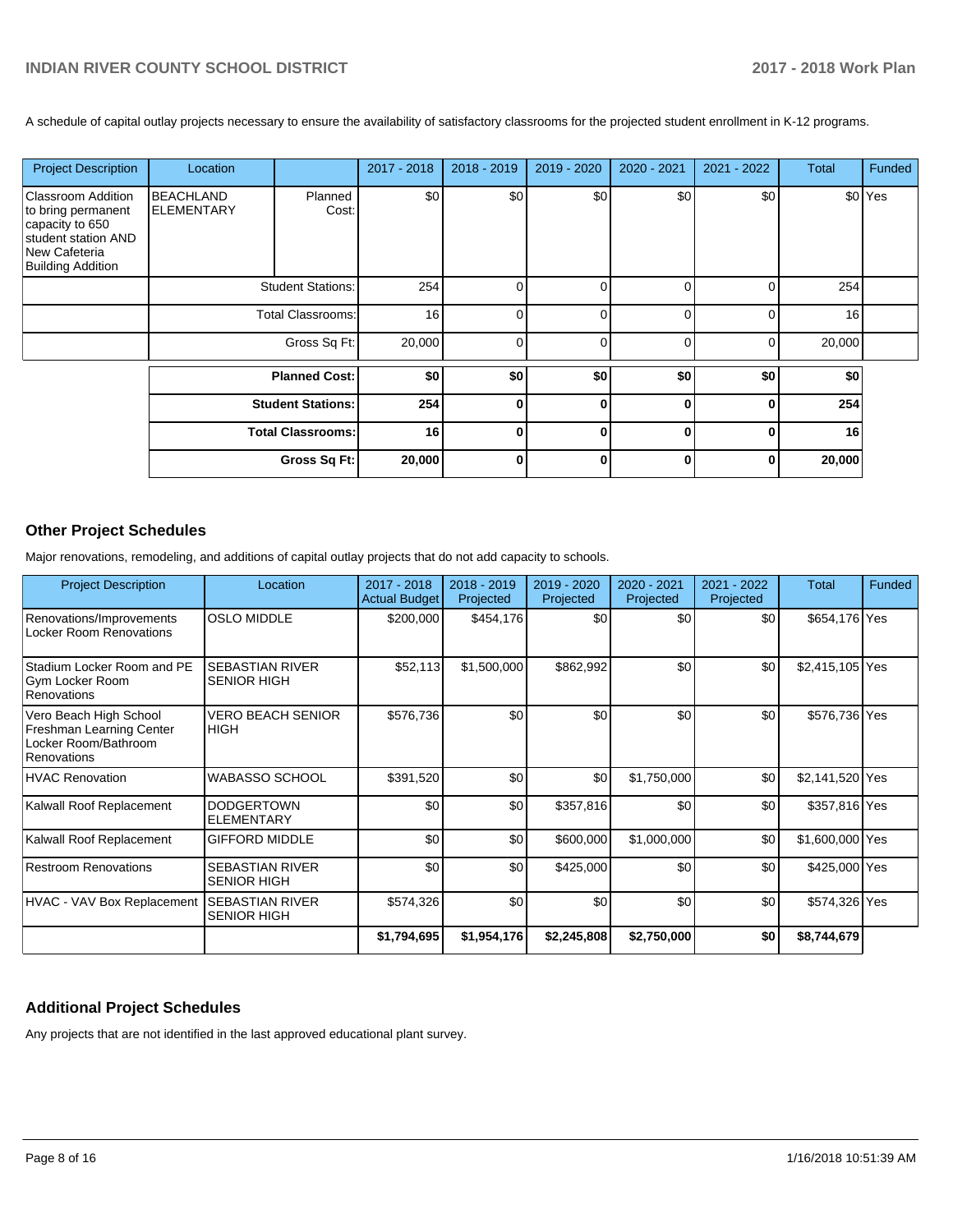A schedule of capital outlay projects necessary to ensure the availability of satisfactory classrooms for the projected student enrollment in K-12 programs.

| Project Description | Location | | 2017 - 2018 | 2018 - 2019 | 2019 - 2020 | 2020 - 2021 | 2021 - 2022 | Total | Funded |
|---|---|---|---|---|---|---|---|---|---|
| Classroom Addition to bring permanent capacity to 650 student station AND New Cafeteria Building Addition | BEACHLAND ELEMENTARY | Planned Cost: | $0 | $0 | $0 | $0 | $0 | $0 | Yes |
| | | Student Stations: | 254 | 0 | 0 | 0 | 0 | 254 | |
| | | Total Classrooms: | 16 | 0 | 0 | 0 | 0 | 16 | |
| | | Gross Sq Ft: | 20,000 | 0 | 0 | 0 | 0 | 20,000 | |
| | | **Planned Cost:** | **$0** | **$0** | **$0** | **$0** | **$0** | **$0** | |
| | | **Student Stations:** | **254** | **0** | **0** | **0** | **0** | **254** | |
| | | **Total Classrooms:** | **16** | **0** | **0** | **0** | **0** | **16** | |
| | | **Gross Sq Ft:** | **20,000** | **0** | **0** | **0** | **0** | **20,000** | |

## Other Project Schedules

Major renovations, remodeling, and additions of capital outlay projects that do not add capacity to schools.

| Project Description | Location | 2017 - 2018 Actual Budget | 2018 - 2019 Projected | 2019 - 2020 Projected | 2020 - 2021 Projected | 2021 - 2022 Projected | Total | Funded |
|---|---|---|---|---|---|---|---|---|
| Renovations/Improvements Locker Room Renovations | OSLO MIDDLE | $200,000 | $454,176 | $0 | $0 | $0 | $654,176 | Yes |
| Stadium Locker Room and PE Gym Locker Room Renovations | SEBASTIAN RIVER SENIOR HIGH | $52,113 | $1,500,000 | $862,992 | $0 | $0 | $2,415,105 | Yes |
| Vero Beach High School Freshman Learning Center Locker Room/Bathroom Renovations | VERO BEACH SENIOR HIGH | $576,736 | $0 | $0 | $0 | $0 | $576,736 | Yes |
| HVAC Renovation | WABASSO SCHOOL | $391,520 | $0 | $0 | $1,750,000 | $0 | $2,141,520 | Yes |
| Kalwall Roof Replacement | DODGERTOWN ELEMENTARY | $0 | $0 | $357,816 | $0 | $0 | $357,816 | Yes |
| Kalwall Roof Replacement | GIFFORD MIDDLE | $0 | $0 | $600,000 | $1,000,000 | $0 | $1,600,000 | Yes |
| Restroom Renovations | SEBASTIAN RIVER SENIOR HIGH | $0 | $0 | $425,000 | $0 | $0 | $425,000 | Yes |
| HVAC - VAV Box Replacement | SEBASTIAN RIVER SENIOR HIGH | $574,326 | $0 | $0 | $0 | $0 | $574,326 | Yes |
| | | **$1,794,695** | **$1,954,176** | **$2,245,808** | **$2,750,000** | **$0** | **$8,744,679** | |

## Additional Project Schedules

Any projects that are not identified in the last approved educational plant survey.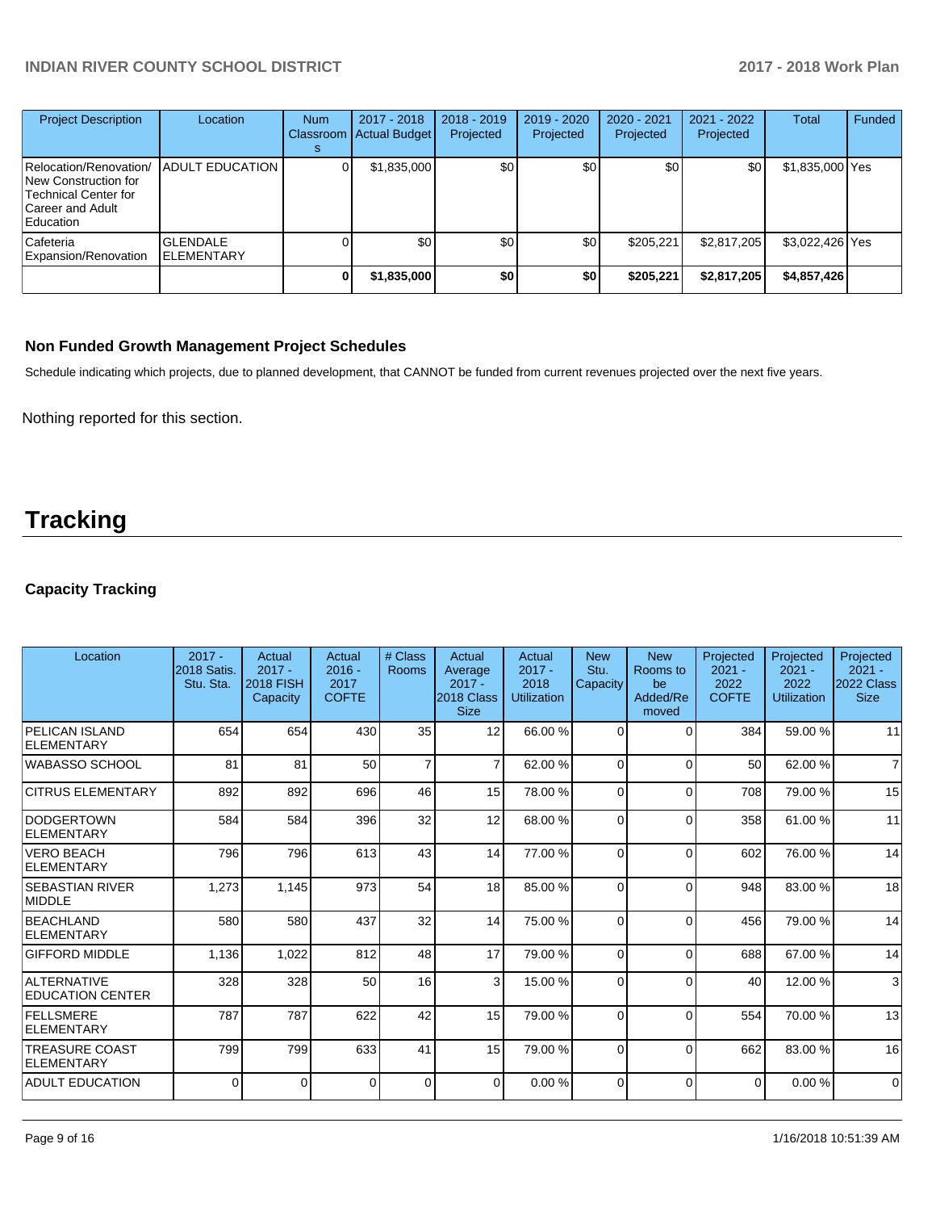| Project Description | Location | Num Classrooms | 2017 - 2018 Actual Budget | 2018 - 2019 Projected | 2019 - 2020 Projected | 2020 - 2021 Projected | 2021 - 2022 Projected | Total | Funded |
|---|---|---|---|---|---|---|---|---|---|
| Relocation/Renovation/ New Construction for Technical Center for Career and Adult Education | ADULT EDUCATION | 0 | $1,835,000 | $0 | $0 | $0 | $0 | $1,835,000 | Yes |
| Cafeteria Expansion/Renovation | GLENDALE ELEMENTARY | 0 | $0 | $0 | $0 | $205,221 | $2,817,205 | $3,022,426 | Yes |
| | | 0 | $1,835,000 | $0 | $0 | $205,221 | $2,817,205 | $4,857,426 | |

### Non Funded Growth Management Project Schedules

Schedule indicating which projects, due to planned development, that CANNOT be funded from current revenues projected over the next five years.

Nothing reported for this section.

# Tracking

### Capacity Tracking

| Location | 2017 - 2018 Satis. Stu. Sta. | Actual 2017 - 2018 FISH Capacity | Actual 2016 - 2017 COFTE | # Class Rooms | Actual Average 2017 - 2018 Class Size | Actual 2017 - 2018 Utilization | New Stu. Capacity | New Rooms to be Added/Removed | Projected 2021 - 2022 COFTE | Projected 2021 - 2022 Utilization | Projected 2021 - 2022 Class Size |
|---|---|---|---|---|---|---|---|---|---|---|---|
| PELICAN ISLAND ELEMENTARY | 654 | 654 | 430 | 35 | 12 | 66.00 % | 0 | 0 | 384 | 59.00 % | 11 |
| WABASSO SCHOOL | 81 | 81 | 50 | 7 | 7 | 62.00 % | 0 | 0 | 50 | 62.00 % | 7 |
| CITRUS ELEMENTARY | 892 | 892 | 696 | 46 | 15 | 78.00 % | 0 | 0 | 708 | 79.00 % | 15 |
| DODGERTOWN ELEMENTARY | 584 | 584 | 396 | 32 | 12 | 68.00 % | 0 | 0 | 358 | 61.00 % | 11 |
| VERO BEACH ELEMENTARY | 796 | 796 | 613 | 43 | 14 | 77.00 % | 0 | 0 | 602 | 76.00 % | 14 |
| SEBASTIAN RIVER MIDDLE | 1,273 | 1,145 | 973 | 54 | 18 | 85.00 % | 0 | 0 | 948 | 83.00 % | 18 |
| BEACHLAND ELEMENTARY | 580 | 580 | 437 | 32 | 14 | 75.00 % | 0 | 0 | 456 | 79.00 % | 14 |
| GIFFORD MIDDLE | 1,136 | 1,022 | 812 | 48 | 17 | 79.00 % | 0 | 0 | 688 | 67.00 % | 14 |
| ALTERNATIVE EDUCATION CENTER | 328 | 328 | 50 | 16 | 3 | 15.00 % | 0 | 0 | 40 | 12.00 % | 3 |
| FELLSMERE ELEMENTARY | 787 | 787 | 622 | 42 | 15 | 79.00 % | 0 | 0 | 554 | 70.00 % | 13 |
| TREASURE COAST ELEMENTARY | 799 | 799 | 633 | 41 | 15 | 79.00 % | 0 | 0 | 662 | 83.00 % | 16 |
| ADULT EDUCATION | 0 | 0 | 0 | 0 | 0 | 0.00 % | 0 | 0 | 0 | 0.00 % | 0 |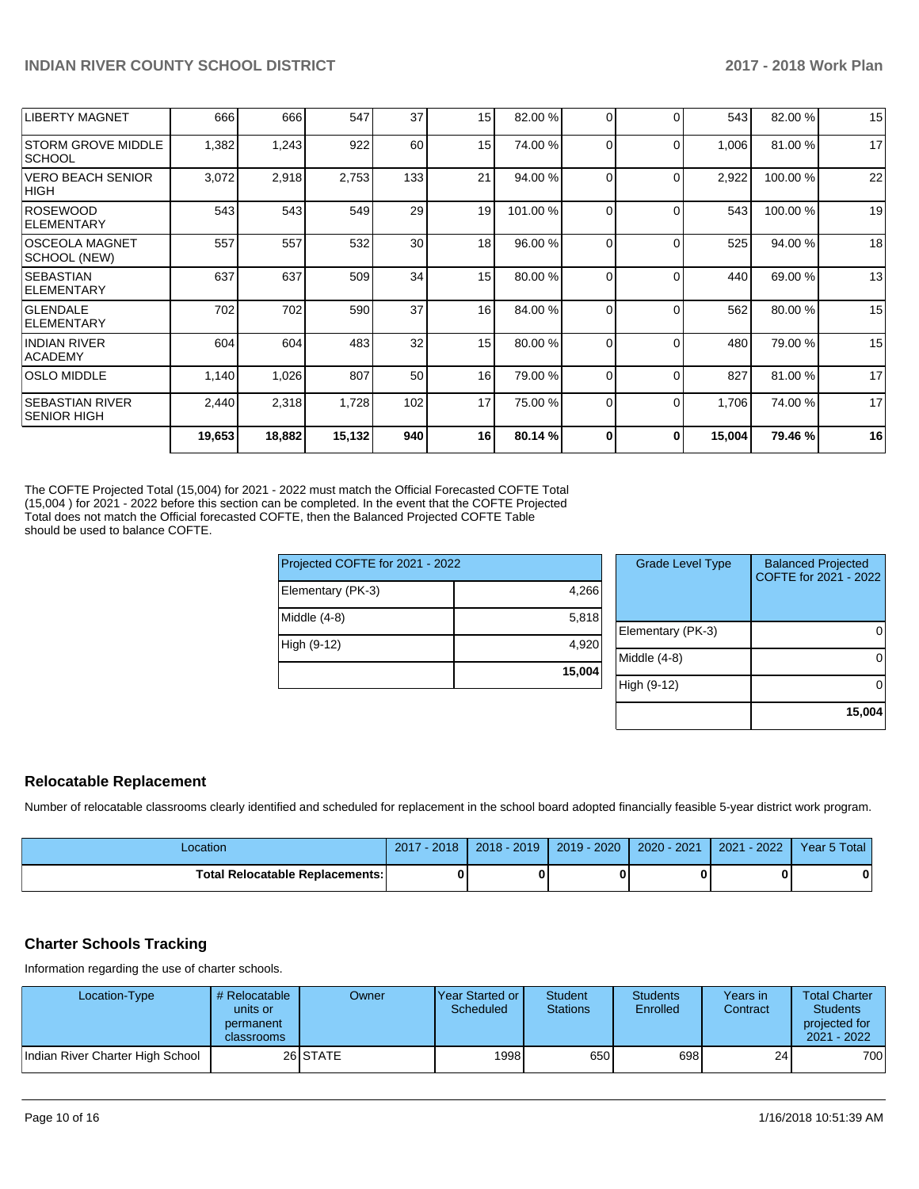| | | | | | | | | | | |
|---|---|---|---|---|---|---|---|---|---|---|
| LIBERTY MAGNET | 666 | 666 | 547 | 37 | 15 | 82.00 % | 0 | 0 | 543 | 82.00 % | 15 |
| STORM GROVE MIDDLE SCHOOL | 1,382 | 1,243 | 922 | 60 | 15 | 74.00 % | 0 | 0 | 1,006 | 81.00 % | 17 |
| VERO BEACH SENIOR HIGH | 3,072 | 2,918 | 2,753 | 133 | 21 | 94.00 % | 0 | 0 | 2,922 | 100.00 % | 22 |
| ROSEWOOD ELEMENTARY | 543 | 543 | 549 | 29 | 19 | 101.00 % | 0 | 0 | 543 | 100.00 % | 19 |
| OSCEOLA MAGNET SCHOOL (NEW) | 557 | 557 | 532 | 30 | 18 | 96.00 % | 0 | 0 | 525 | 94.00 % | 18 |
| SEBASTIAN ELEMENTARY | 637 | 637 | 509 | 34 | 15 | 80.00 % | 0 | 0 | 440 | 69.00 % | 13 |
| GLENDALE ELEMENTARY | 702 | 702 | 590 | 37 | 16 | 84.00 % | 0 | 0 | 562 | 80.00 % | 15 |
| INDIAN RIVER ACADEMY | 604 | 604 | 483 | 32 | 15 | 80.00 % | 0 | 0 | 480 | 79.00 % | 15 |
| OSLO MIDDLE | 1,140 | 1,026 | 807 | 50 | 16 | 79.00 % | 0 | 0 | 827 | 81.00 % | 17 |
| SEBASTIAN RIVER SENIOR HIGH | 2,440 | 2,318 | 1,728 | 102 | 17 | 75.00 % | 0 | 0 | 1,706 | 74.00 % | 17 |
| | **19,653** | **18,882** | **15,132** | **940** | **16** | **80.14 %** | **0** | **0** | **15,004** | **79.46 %** | **16** |

The COFTE Projected Total (15,004) for 2021 - 2022 must match the Official Forecasted COFTE Total (15,004 ) for 2021 - 2022 before this section can be completed. In the event that the COFTE Projected Total does not match the Official forecasted COFTE, then the Balanced Projected COFTE Table should be used to balance COFTE.

| Projected COFTE for 2021 - 2022 | |
|---|---|
| Elementary (PK-3) | 4,266 |
| Middle (4-8) | 5,818 |
| High (9-12) | 4,920 |
| | **15,004** |

| Grade Level Type | Balanced Projected COFTE for 2021 - 2022 |
|---|---|
| Elementary (PK-3) | 0 |
| Middle (4-8) | 0 |
| High (9-12) | 0 |
| | **15,004** |

## Relocatable Replacement

Number of relocatable classrooms clearly identified and scheduled for replacement in the school board adopted financially feasible 5-year district work program.

| Location | 2017 - 2018 | 2018 - 2019 | 2019 - 2020 | 2020 - 2021 | 2021 - 2022 | Year 5 Total |
|---|---|---|---|---|---|---|
| **Total Relocatable Replacements:** | **0** | **0** | **0** | **0** | **0** | **0** |

## Charter Schools Tracking

Information regarding the use of charter schools.

| Location-Type | # Relocatable units or permanent classrooms | Owner | Year Started or Scheduled | Student Stations | Students Enrolled | Years in Contract | Total Charter Students projected for 2021 - 2022 |
|---|---|---|---|---|---|---|---|
| Indian River Charter High School | 26 | STATE | 1998 | 650 | 698 | 24 | 700 |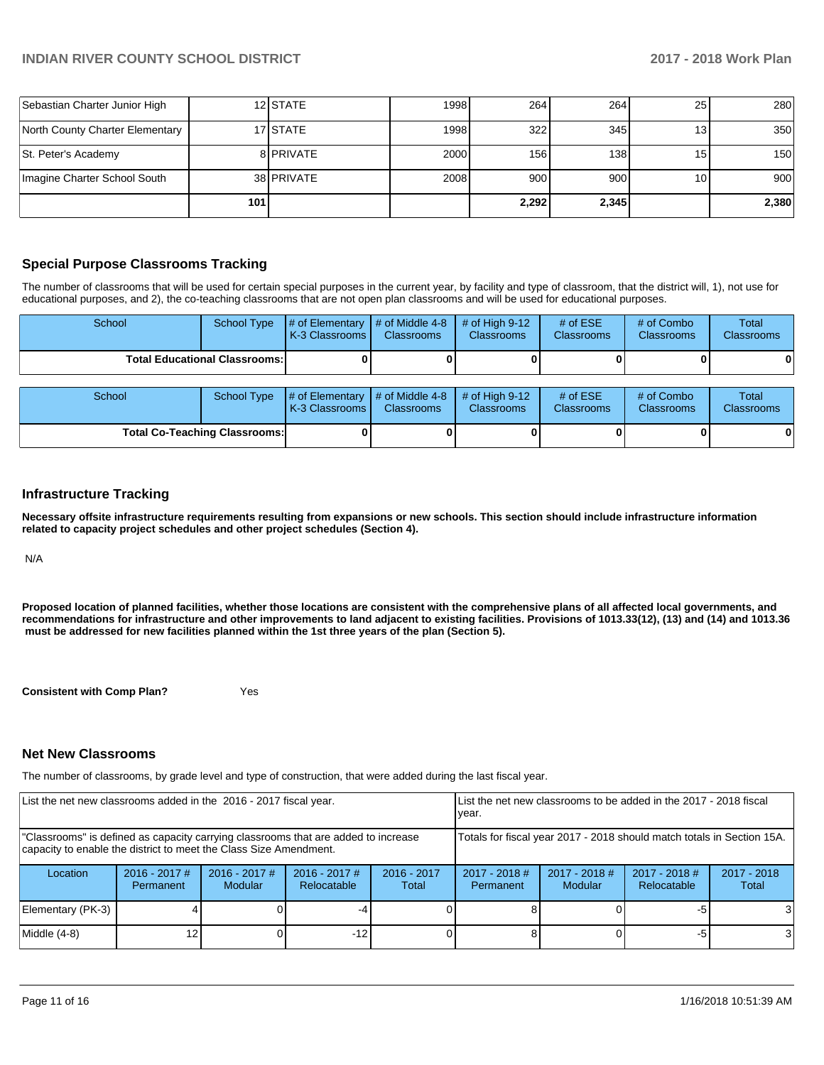| | | | | | | | |
|---|---|---|---|---|---|---|---|
| Sebastian Charter Junior High | 12 | STATE | 1998 | 264 | 264 | 25 | 280 |
| North County Charter Elementary | 17 | STATE | 1998 | 322 | 345 | 13 | 350 |
| St. Peter's Academy | 8 | PRIVATE | 2000 | 156 | 138 | 15 | 150 |
| Imagine Charter School South | 38 | PRIVATE | 2008 | 900 | 900 | 10 | 900 |
| | **101** | | | **2,292** | **2,345** | | **2,380** |

## Special Purpose Classrooms Tracking

The number of classrooms that will be used for certain special purposes in the current year, by facility and type of classroom, that the district will, 1), not use for educational purposes, and 2), the co-teaching classrooms that are not open plan classrooms and will be used for educational purposes.

| School | School Type | # of Elementary K-3 Classrooms | # of Middle 4-8 Classrooms | # of High 9-12 Classrooms | # of ESE Classrooms | # of Combo Classrooms | Total Classrooms |
|---|---|---|---|---|---|---|---|
| **Total Educational Classrooms:** | | **0** | **0** | **0** | **0** | **0** | **0** |

| School | School Type | # of Elementary K-3 Classrooms | # of Middle 4-8 Classrooms | # of High 9-12 Classrooms | # of ESE Classrooms | # of Combo Classrooms | Total Classrooms |
|---|---|---|---|---|---|---|---|
| **Total Co-Teaching Classrooms:** | | **0** | **0** | **0** | **0** | **0** | **0** |

## Infrastructure Tracking

**Necessary offsite infrastructure requirements resulting from expansions or new schools. This section should include infrastructure information related to capacity project schedules and other project schedules (Section 4).**

N/A

**Proposed location of planned facilities, whether those locations are consistent with the comprehensive plans of all affected local governments, and recommendations for infrastructure and other improvements to land adjacent to existing facilities. Provisions of 1013.33(12), (13) and (14) and 1013.36 must be addressed for new facilities planned within the 1st three years of the plan (Section 5).**

**Consistent with Comp Plan?** Yes

## Net New Classrooms

The number of classrooms, by grade level and type of construction, that were added during the last fiscal year.

| List the net new classrooms added in the 2016 - 2017 fiscal year. | | | | | List the net new classrooms to be added in the 2017 - 2018 fiscal year. | | | |
|---|---|---|---|---|---|---|---|---|
| "Classrooms" is defined as capacity carrying classrooms that are added to increase capacity to enable the district to meet the Class Size Amendment. | | | | | Totals for fiscal year 2017 - 2018 should match totals in Section 15A. | | | |
| Location | 2016 - 2017 # Permanent | 2016 - 2017 # Modular | 2016 - 2017 # Relocatable | 2016 - 2017 Total | 2017 - 2018 # Permanent | 2017 - 2018 # Modular | 2017 - 2018 # Relocatable | 2017 - 2018 Total |
| Elementary (PK-3) | 4 | 0 | -4 | 0 | 8 | 0 | -5 | 3 |
| Middle (4-8) | 12 | 0 | -12 | 0 | 8 | 0 | -5 | 3 |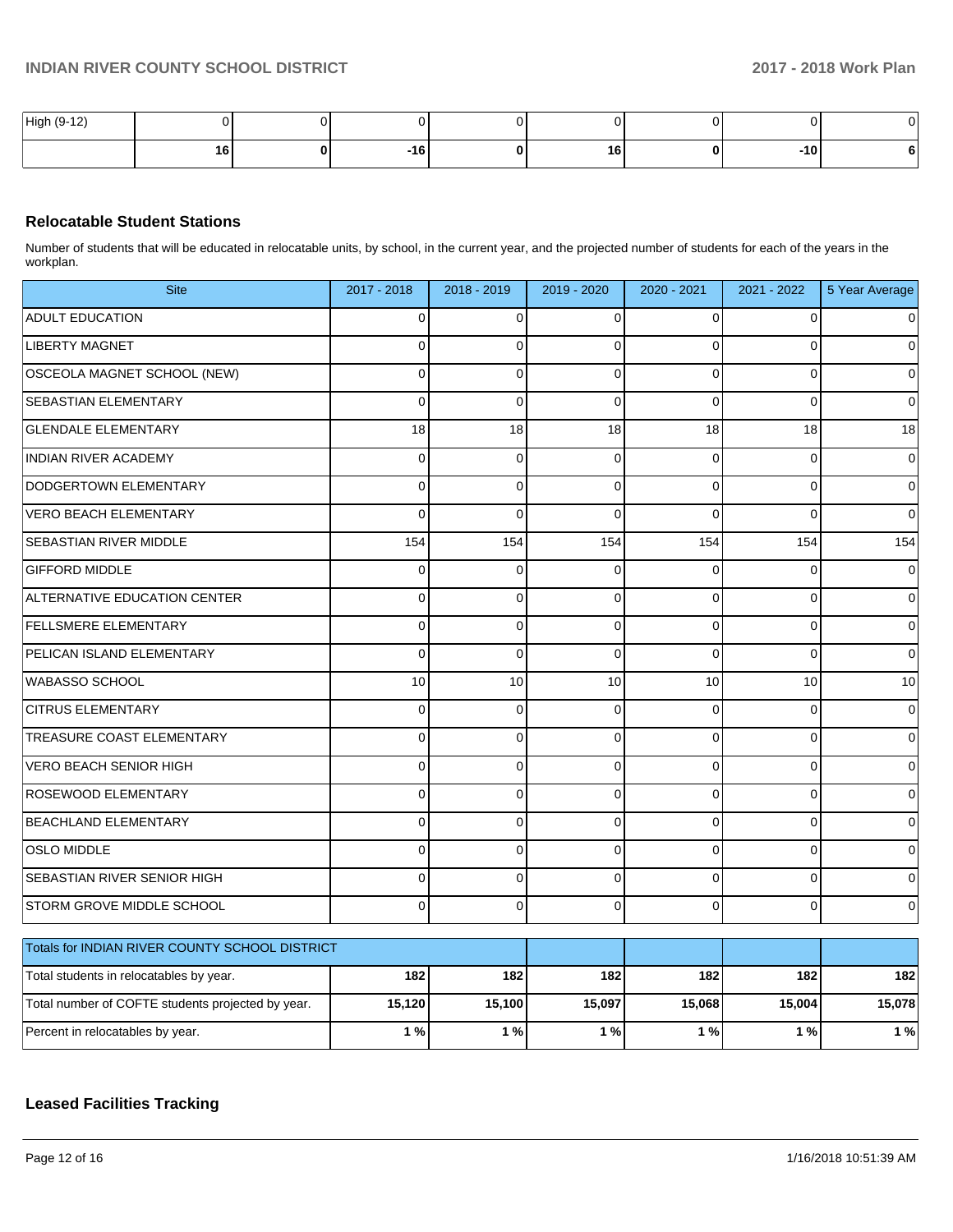| High (9-12) | 0 | 0 | 0 | 0 | 0 | 0 | 0 | 0 |
|---|---|---|---|---|---|---|---|---|
| | **16** | **0** | **-16** | **0** | **16** | **0** | **-10** | **6** |

## Relocatable Student Stations

Number of students that will be educated in relocatable units, by school, in the current year, and the projected number of students for each of the years in the workplan.

| Site | 2017 - 2018 | 2018 - 2019 | 2019 - 2020 | 2020 - 2021 | 2021 - 2022 | 5 Year Average |
|---|---|---|---|---|---|---|
| ADULT EDUCATION | 0 | 0 | 0 | 0 | 0 | 0 |
| LIBERTY MAGNET | 0 | 0 | 0 | 0 | 0 | 0 |
| OSCEOLA MAGNET SCHOOL (NEW) | 0 | 0 | 0 | 0 | 0 | 0 |
| SEBASTIAN ELEMENTARY | 0 | 0 | 0 | 0 | 0 | 0 |
| GLENDALE ELEMENTARY | 18 | 18 | 18 | 18 | 18 | 18 |
| INDIAN RIVER ACADEMY | 0 | 0 | 0 | 0 | 0 | 0 |
| DODGERTOWN ELEMENTARY | 0 | 0 | 0 | 0 | 0 | 0 |
| VERO BEACH ELEMENTARY | 0 | 0 | 0 | 0 | 0 | 0 |
| SEBASTIAN RIVER MIDDLE | 154 | 154 | 154 | 154 | 154 | 154 |
| GIFFORD MIDDLE | 0 | 0 | 0 | 0 | 0 | 0 |
| ALTERNATIVE EDUCATION CENTER | 0 | 0 | 0 | 0 | 0 | 0 |
| FELLSMERE ELEMENTARY | 0 | 0 | 0 | 0 | 0 | 0 |
| PELICAN ISLAND ELEMENTARY | 0 | 0 | 0 | 0 | 0 | 0 |
| WABASSO SCHOOL | 10 | 10 | 10 | 10 | 10 | 10 |
| CITRUS ELEMENTARY | 0 | 0 | 0 | 0 | 0 | 0 |
| TREASURE COAST ELEMENTARY | 0 | 0 | 0 | 0 | 0 | 0 |
| VERO BEACH SENIOR HIGH | 0 | 0 | 0 | 0 | 0 | 0 |
| ROSEWOOD ELEMENTARY | 0 | 0 | 0 | 0 | 0 | 0 |
| BEACHLAND ELEMENTARY | 0 | 0 | 0 | 0 | 0 | 0 |
| OSLO MIDDLE | 0 | 0 | 0 | 0 | 0 | 0 |
| SEBASTIAN RIVER SENIOR HIGH | 0 | 0 | 0 | 0 | 0 | 0 |
| STORM GROVE MIDDLE SCHOOL | 0 | 0 | 0 | 0 | 0 | 0 |

| Totals for INDIAN RIVER COUNTY SCHOOL DISTRICT | | | | | | |
|---|---|---|---|---|---|---|
| Total students in relocatables by year. | **182** | **182** | **182** | **182** | **182** | **182** |
| Total number of COFTE students projected by year. | **15,120** | **15,100** | **15,097** | **15,068** | **15,004** | **15,078** |
| Percent in relocatables by year. | **1 %** | **1 %** | **1 %** | **1 %** | **1 %** | **1 %** |

## Leased Facilities Tracking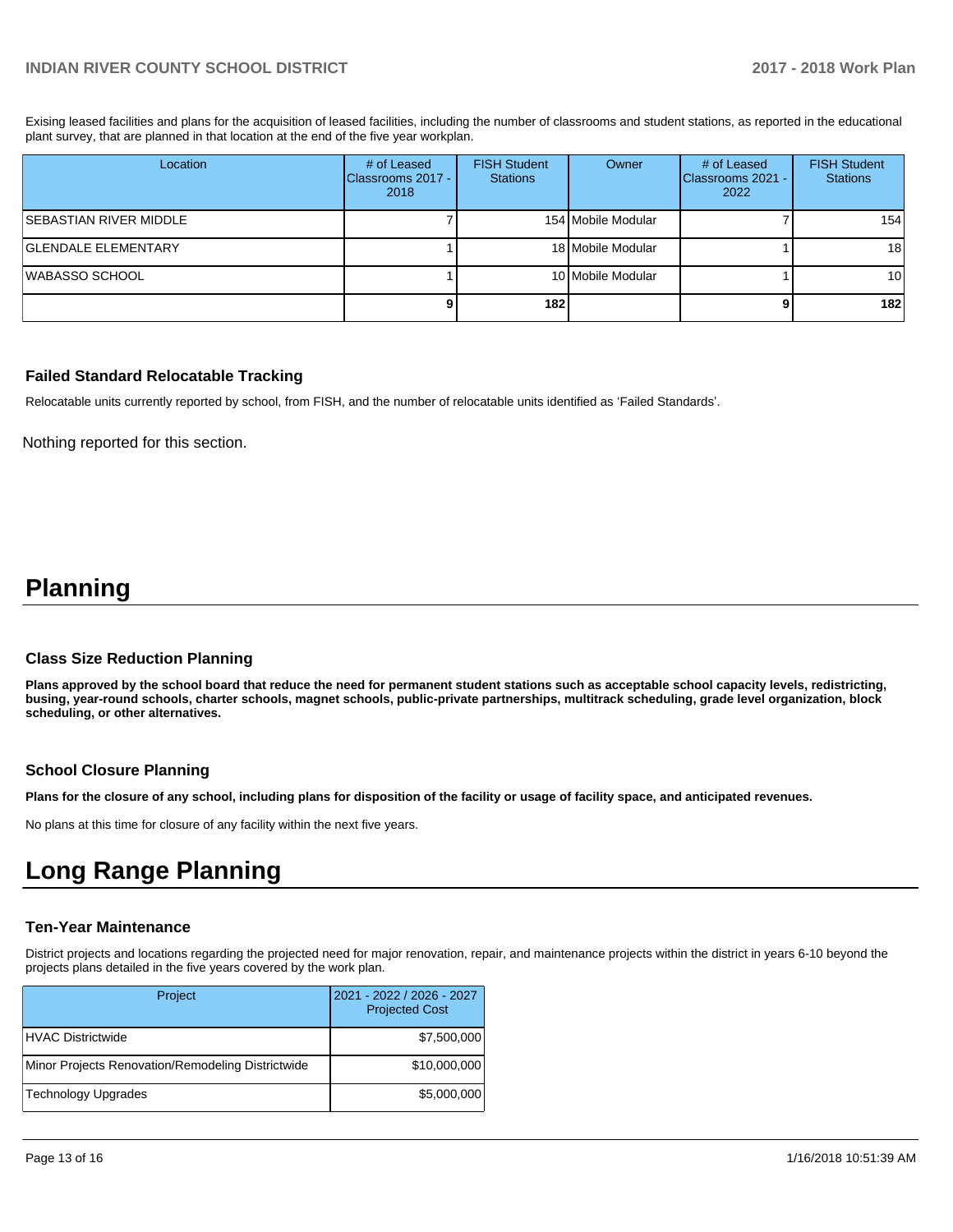Exising leased facilities and plans for the acquisition of leased facilities, including the number of classrooms and student stations, as reported in the educational plant survey, that are planned in that location at the end of the five year workplan.

| Location | # of Leased Classrooms 2017 - 2018 | FISH Student Stations | Owner | # of Leased Classrooms 2021 - 2022 | FISH Student Stations |
|---|---|---|---|---|---|
| SEBASTIAN RIVER MIDDLE | 7 | 154 | Mobile Modular | 7 | 154 |
| GLENDALE ELEMENTARY | 1 | 18 | Mobile Modular | 1 | 18 |
| WABASSO SCHOOL | 1 | 10 | Mobile Modular | 1 | 10 |
| | **9** | **182** | | **9** | **182** |

### Failed Standard Relocatable Tracking

Relocatable units currently reported by school, from FISH, and the number of relocatable units identified as 'Failed Standards'.

Nothing reported for this section.

# Planning

### Class Size Reduction Planning

**Plans approved by the school board that reduce the need for permanent student stations such as acceptable school capacity levels, redistricting, busing, year-round schools, charter schools, magnet schools, public-private partnerships, multitrack scheduling, grade level organization, block scheduling, or other alternatives.**

### School Closure Planning

**Plans for the closure of any school, including plans for disposition of the facility or usage of facility space, and anticipated revenues.**

No plans at this time for closure of any facility within the next five years.

# Long Range Planning

### Ten-Year Maintenance

District projects and locations regarding the projected need for major renovation, repair, and maintenance projects within the district in years 6-10 beyond the projects plans detailed in the five years covered by the work plan.

| Project | 2021 - 2022 / 2026 - 2027 Projected Cost |
|---|---|
| HVAC Districtwide | $7,500,000 |
| Minor Projects Renovation/Remodeling Districtwide | $10,000,000 |
| Technology Upgrades | $5,000,000 |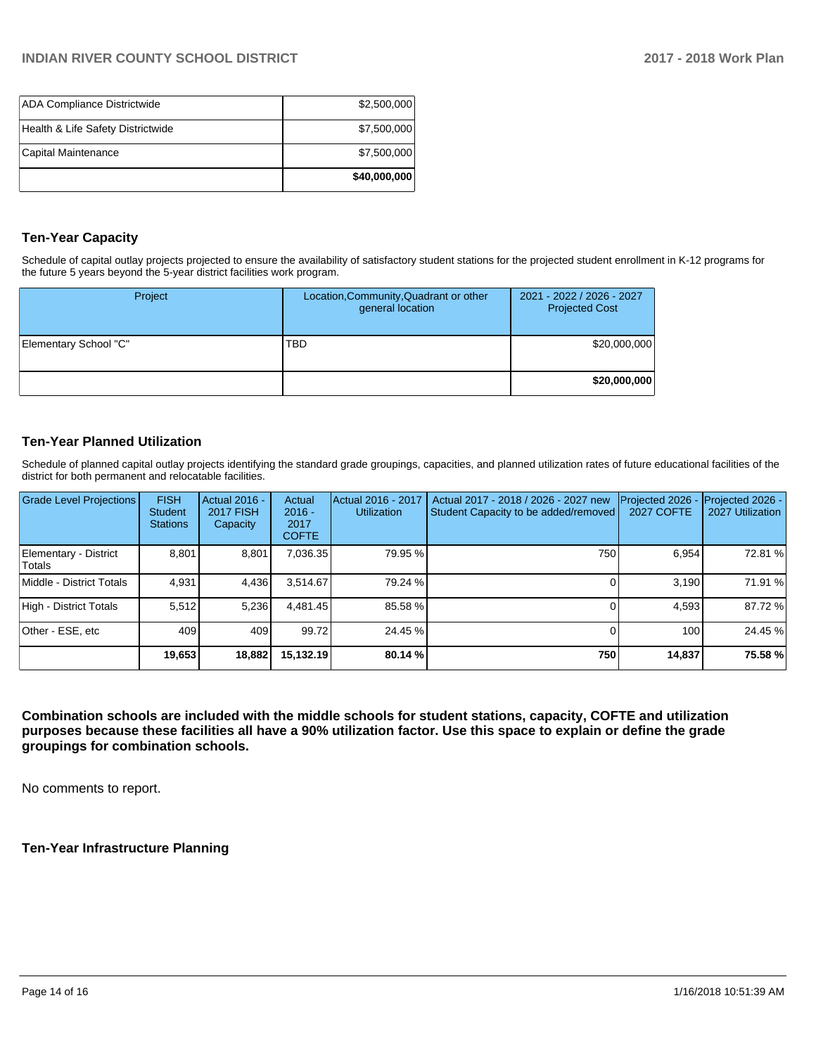| | |
|---|---|
| ADA Compliance Districtwide | $2,500,000 |
| Health & Life Safety Districtwide | $7,500,000 |
| Capital Maintenance | $7,500,000 |
| | **$40,000,000** |

## Ten-Year Capacity

Schedule of capital outlay projects projected to ensure the availability of satisfactory student stations for the projected student enrollment in K-12 programs for the future 5 years beyond the 5-year district facilities work program.

| Project | Location,Community,Quadrant or other general location | 2021 - 2022 / 2026 - 2027 Projected Cost |
|---|---|---|
| Elementary School "C" | TBD | $20,000,000 |
| | | **$20,000,000** |

## Ten-Year Planned Utilization

Schedule of planned capital outlay projects identifying the standard grade groupings, capacities, and planned utilization rates of future educational facilities of the district for both permanent and relocatable facilities.

| Grade Level Projections | FISH Student Stations | Actual 2016 - 2017 FISH Capacity | Actual 2016 - 2017 COFTE | Actual 2016 - 2017 Utilization | Actual 2017 - 2018 / 2026 - 2027 new Student Capacity to be added/removed | Projected 2026 - 2027 COFTE | Projected 2026 - 2027 Utilization |
|---|---|---|---|---|---|---|---|
| Elementary - District Totals | 8,801 | 8,801 | 7,036.35 | 79.95 % | 750 | 6,954 | 72.81 % |
| Middle - District Totals | 4,931 | 4,436 | 3,514.67 | 79.24 % | 0 | 3,190 | 71.91 % |
| High - District Totals | 5,512 | 5,236 | 4,481.45 | 85.58 % | 0 | 4,593 | 87.72 % |
| Other - ESE, etc | 409 | 409 | 99.72 | 24.45 % | 0 | 100 | 24.45 % |
| | **19,653** | **18,882** | **15,132.19** | **80.14 %** | **750** | **14,837** | **75.58 %** |

**Combination schools are included with the middle schools for student stations, capacity, COFTE and utilization purposes because these facilities all have a 90% utilization factor. Use this space to explain or define the grade groupings for combination schools.**

No comments to report.

## Ten-Year Infrastructure Planning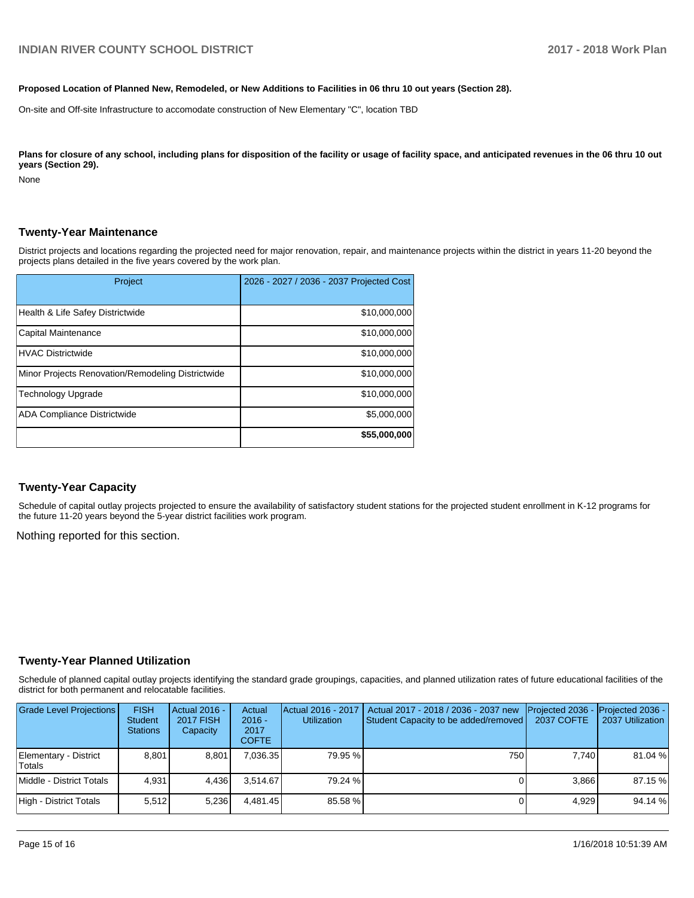**Proposed Location of Planned New, Remodeled, or New Additions to Facilities in 06 thru 10 out years (Section 28).**

On-site and Off-site Infrastructure to accomodate construction of New Elementary "C", location TBD

**Plans for closure of any school, including plans for disposition of the facility or usage of facility space, and anticipated revenues in the 06 thru 10 out years (Section 29).**

None

## Twenty-Year Maintenance

District projects and locations regarding the projected need for major renovation, repair, and maintenance projects within the district in years 11-20 beyond the projects plans detailed in the five years covered by the work plan.

| Project | 2026 - 2027 / 2036 - 2037 Projected Cost |
|---|---|
| Health & Life Safey Districtwide | $10,000,000 |
| Capital Maintenance | $10,000,000 |
| HVAC Districtwide | $10,000,000 |
| Minor Projects Renovation/Remodeling Districtwide | $10,000,000 |
| Technology Upgrade | $10,000,000 |
| ADA Compliance Districtwide | $5,000,000 |
| | **$55,000,000** |

## Twenty-Year Capacity

Schedule of capital outlay projects projected to ensure the availability of satisfactory student stations for the projected student enrollment in K-12 programs for the future 11-20 years beyond the 5-year district facilities work program.

Nothing reported for this section.

## Twenty-Year Planned Utilization

Schedule of planned capital outlay projects identifying the standard grade groupings, capacities, and planned utilization rates of future educational facilities of the district for both permanent and relocatable facilities.

| Grade Level Projections | FISH Student Stations | Actual 2016 - 2017 FISH Capacity | Actual 2016 - 2017 COFTE | Actual 2016 - 2017 Utilization | Actual 2017 - 2018 / 2036 - 2037 new Student Capacity to be added/removed | Projected 2036 - 2037 COFTE | Projected 2036 - 2037 Utilization |
|---|---|---|---|---|---|---|---|
| Elementary - District Totals | 8,801 | 8,801 | 7,036.35 | 79.95 % | 750 | 7,740 | 81.04 % |
| Middle - District Totals | 4,931 | 4,436 | 3,514.67 | 79.24 % | 0 | 3,866 | 87.15 % |
| High - District Totals | 5,512 | 5,236 | 4,481.45 | 85.58 % | 0 | 4,929 | 94.14 % |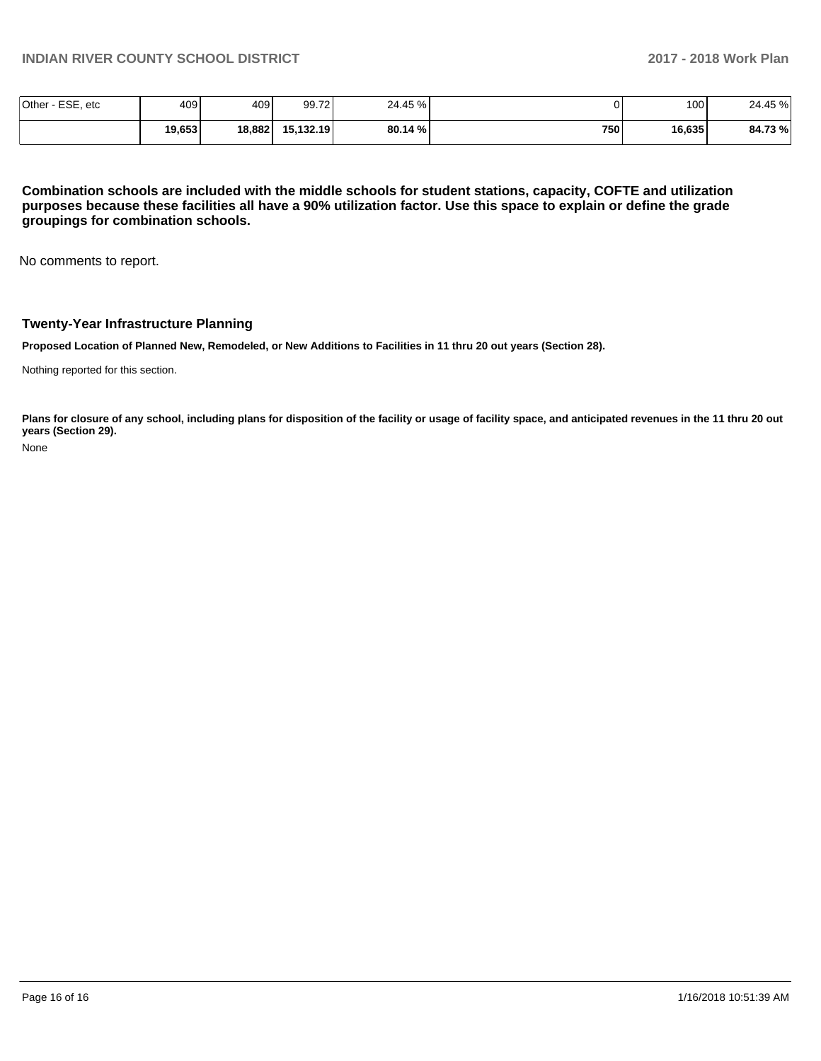| | | | | | | | |
|---|---|---|---|---|---|---|---|
| Other - ESE, etc | 409 | 409 | 99.72 | 24.45 % | 0 | 100 | 24.45 % |
| | **19,653** | **18,882** | **15,132.19** | **80.14 %** | **750** | **16,635** | **84.73 %** |

**Combination schools are included with the middle schools for student stations, capacity, COFTE and utilization purposes because these facilities all have a 90% utilization factor. Use this space to explain or define the grade groupings for combination schools.**

No comments to report.

### Twenty-Year Infrastructure Planning

**Proposed Location of Planned New, Remodeled, or New Additions to Facilities in 11 thru 20 out years (Section 28).**

Nothing reported for this section.

**Plans for closure of any school, including plans for disposition of the facility or usage of facility space, and anticipated revenues in the 11 thru 20 out years (Section 29).**

None